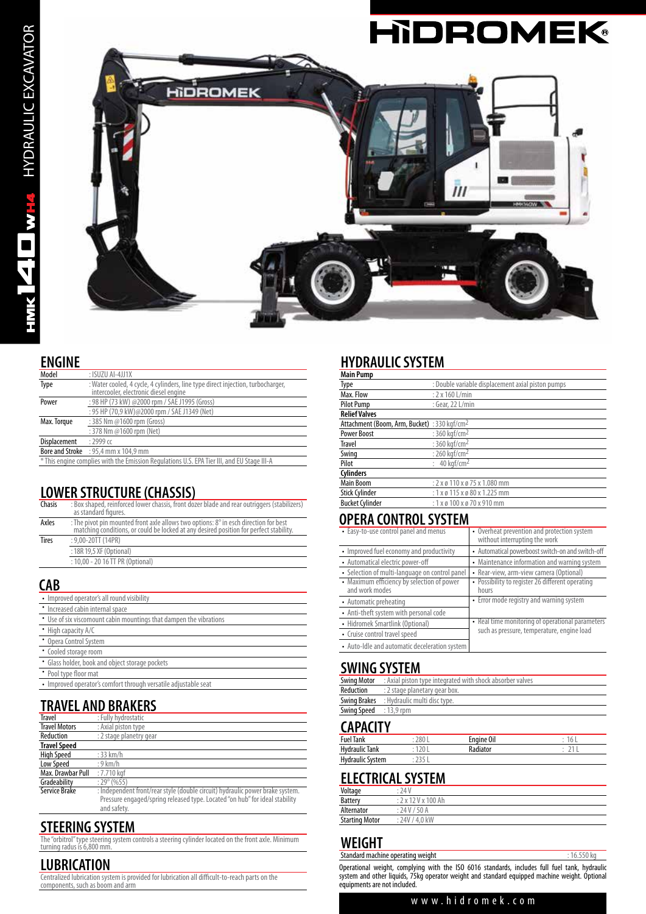# HİDROMEK

HMK 140 WH4 HYDRAULIC EXCAVATOR

## ENGINE

| | |
|---|---|
| Model | : ISUZU AI-4JJ1X |
| Type | : Water cooled, 4 cycle, 4 cylinders, line type direct injection, turbocharger, intercooler, electronic diesel engine |
| Power | : 98 HP (73 kW) @2000 rpm / SAE J1995 (Gross) |
| | : 95 HP (70,9 kW)@2000 rpm / SAE J1349 (Net) |
| Max. Torque | : 385 Nm @1600 rpm (Gross) |
| | : 378 Nm @1600 rpm (Net) |
| Displacement | : 2999 cc |
| Bore and Stroke | : 95,4 mm x 104,9 mm |

* This engine complies with the Emission Regulations U.S. EPA Tier III, and EU Stage III-A

## LOWER STRUCTURE (CHASSIS)

| | |
|---|---|
| Chasis | : Box shaped, reinforced lower chassis, front dozer blade and rear outriggers (stabilizers) as standard figures. |
| Axles | : The pivot pin mounted front axle allows two options: 8° in esch direction for best matching conditions, or could be locked at any desired position for perfect stability. |
| Tires | : 9,00-20TT (14PR) |
| | : 18R 19,5 XF (Optional) |
| | : 10,00 - 20 16 TT PR (Optional) |

## CAB

- Improved operator's all round visibility
- Increased cabin internal space
- Use of six viscomount cabin mountings that dampen the vibrations
- High capacity A/C
- Opera Control System
- Cooled storage room
- Glass holder, book and object storage pockets
- Pool type floor mat
- Improved operator's comfort through versatile adjustable seat

## TRAVEL AND BRAKERS

| | |
|---|---|
| Travel | : Fully hydrostatic |
| Travel Motors | : Axial piston type |
| Reduction | : 2 stage planetry gear |
| **Travel Speed** | |
| High Speed | : 33 km/h |
| Low Speed | : 9 km/h |
| Max. Drawbar Pull | : 7.710 kgf |
| Gradeability | : 29° (%55) |
| Service Brake | : Independent front/rear style (double circuit) hydraulic power brake system. Pressure engaged/spring released type. Located "on hub" for ideal stability and safety. |

## STEERING SYSTEM

The "orbitrol" type steering system controls a steering cylinder located on the front axle. Minimum turning radius is 6,800 mm.

## LUBRICATION

Centralized lubrication system is provided for lubrication all difficult-to-reach parts on the components, such as boom and arm

## HYDRAULIC SYSTEM

| | |
|---|---|
| **Main Pump** | |
| Type | : Double variable displacement axial piston pumps |
| Max. Flow | : 2 x 160 L/min |
| Pilot Pump | : Gear, 22 L/min |
| **Relief Valves** | |
| Attachment (Boom, Arm, Bucket) | : 330 kgf/cm$^2$ |
| Power Boost | : 360 kgf/cm$^2$ |
| Travel | : 360 kgf/cm$^2$ |
| Swing | : 260 kgf/cm$^2$ |
| Pilot | : 40 kgf/cm$^2$ |
| **Cylinders** | |
| Main Boom | : 2 x ø 110 x ø 75 x 1.080 mm |
| Stick Cylinder | : 1 x ø 115 x ø 80 x 1.225 mm |
| Bucket Cylinder | : 1 x ø 100 x ø 70 x 910 mm |

## OPERA CONTROL SYSTEM

- Easy-to-use control panel and menus
- Improved fuel economy and productivity
- Automatical electric power-off
- Selection of multi-language on control panel
- Maximum efficiency by selection of power and work modes
- Automatic preheating
- Anti-theft system with personal code
- Hidromek Smartlink (Optional)
- Cruise control travel speed
- Auto-Idle and automatic deceleration system
- Overheat prevention and protection system without interrupting the work
- Automatical powerboost switch-on and switch-off
- Maintenance information and warning system
- Rear-view, arm-view camera (Optional)
- Possibility to register 26 different operating hours
- Error mode registry and warning system
- Real time monitoring of operational parameters such as pressure, temperature, engine load

## SWING SYSTEM

| | |
|---|---|
| Swing Motor | : Axial piston type integrated with shock absorber valves |
| Reduction | : 2 stage planetary gear box. |
| Swing Brakes | : Hydraulic multi disc type. |
| Swing Speed | : 13,9 rpm |

## CAPACITY

| | | | |
|---|---|---|---|
| Fuel Tank | : 280 L | Engine Oil | : 16 L |
| Hydraulic Tank | : 120 L | Radiator | : 21 L |
| Hydraulic System | : 235 L | | |

## ELECTRICAL SYSTEM

| | |
|---|---|
| Voltage | : 24 V |
| Battery | : 2 x 12 V x 100 Ah |
| Alternator | : 24 V / 50 A |
| Starting Motor | : 24V / 4,0 kW |

## WEIGHT

| | |
|---|---|
| Standard machine operating weight | : 16.550 kg |

Operational weight, complying with the ISO 6016 standards, includes full fuel tank, hydraulic system and other liquids, 75kg operator weight and standard equipped machine weight. Optional equipments are not included.

www.hidromek.com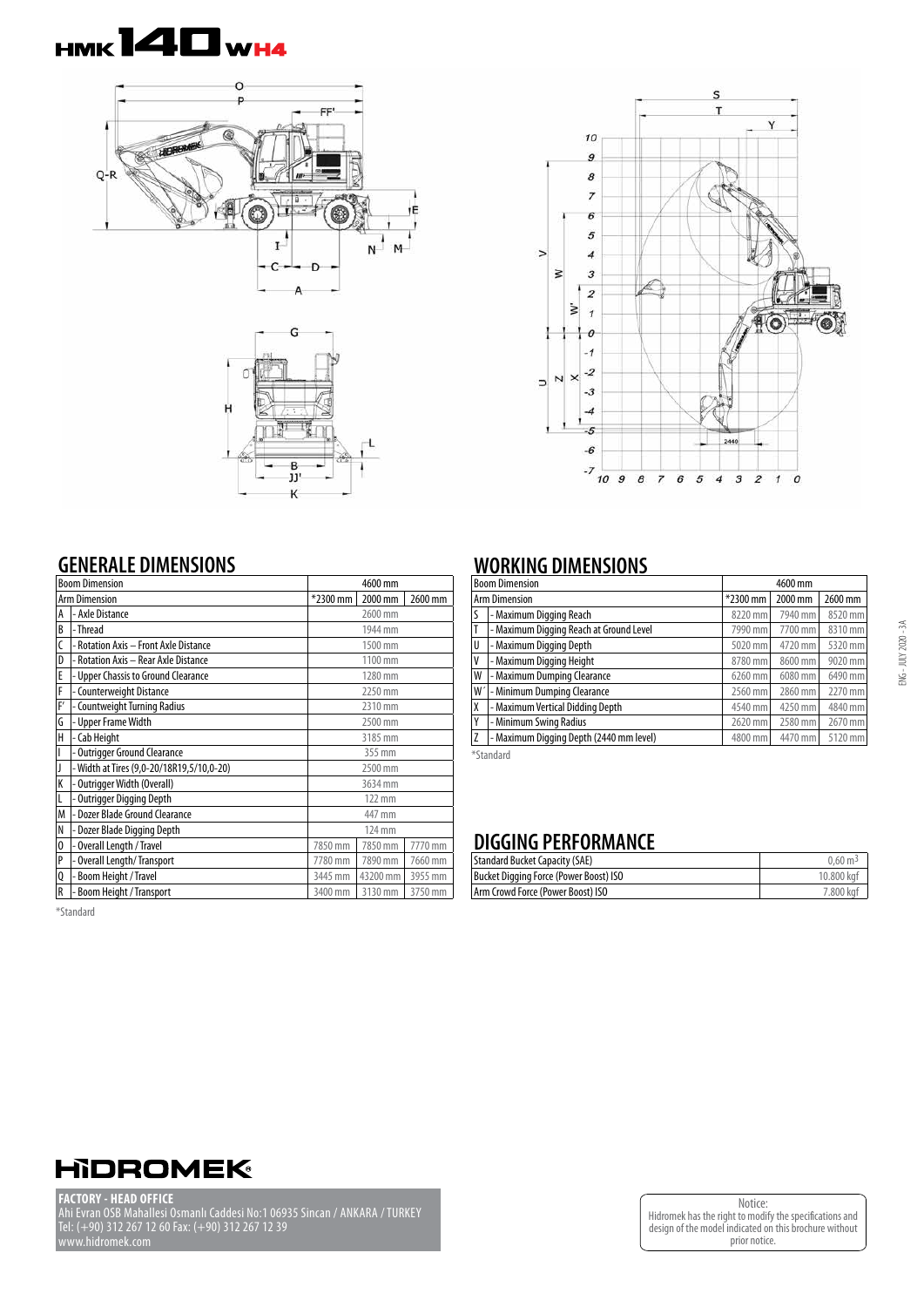# HMK 140 WH4

## GENERALE DIMENSIONS

| Boom Dimension | | 4600 mm | | |
|---|---|---|---|---|
| Arm Dimension | | *2300 mm | 2000 mm | 2600 mm |
| A | - Axle Distance | 2600 mm | | |
| B | - Thread | 1944 mm | | |
| C | - Rotation Axis – Front Axle Distance | 1500 mm | | |
| D | - Rotation Axis – Rear Axle Distance | 1100 mm | | |
| E | - Upper Chassis to Ground Clearance | 1280 mm | | |
| F | - Counterweight Distance | 2250 mm | | |
| F' | - Countweight Turning Radius | 2310 mm | | |
| G | - Upper Frame Width | 2500 mm | | |
| H | - Cab Height | 3185 mm | | |
| I | - Outrigger Ground Clearance | 355 mm | | |
| J | - Width at Tires (9,0-20/18R19,5/10,0-20) | 2500 mm | | |
| K | - Outrigger Width (Overall) | 3634 mm | | |
| L | - Outrigger Digging Depth | 122 mm | | |
| M | - Dozer Blade Ground Clearance | 447 mm | | |
| N | - Dozer Blade Digging Depth | 124 mm | | |
| O | - Overall Length / Travel | 7850 mm | 7850 mm | 7770 mm |
| P | - Overall Length/ Transport | 7780 mm | 7890 mm | 7660 mm |
| Q | - Boom Height / Travel | 3445 mm | 43200 mm | 3955 mm |
| R | - Boom Height / Transport | 3400 mm | 3130 mm | 3750 mm |

*Standard

## WORKING DIMENSIONS

| Boom Dimension | | 4600 mm | | |
|---|---|---|---|---|
| Arm Dimension | | *2300 mm | 2000 mm | 2600 mm |
| S | - Maximum Digging Reach | 8220 mm | 7940 mm | 8520 mm |
| T | - Maximum Digging Reach at Ground Level | 7990 mm | 7700 mm | 8310 mm |
| U | - Maximum Digging Depth | 5020 mm | 4720 mm | 5320 mm |
| V | - Maximum Digging Height | 8780 mm | 8600 mm | 9020 mm |
| W | - Maximum Dumping Clearance | 6260 mm | 6080 mm | 6490 mm |
| W´ | - Minimum Dumping Clearance | 2560 mm | 2860 mm | 2270 mm |
| X | - Maximum Vertical Didding Depth | 4540 mm | 4250 mm | 4840 mm |
| Y | - Minimum Swing Radius | 2620 mm | 2580 mm | 2670 mm |
| Z | - Maximum Digging Depth (2440 mm level) | 4800 mm | 4470 mm | 5120 mm |

*Standard

## DIGGING PERFORMANCE

| | |
|---|---|
| Standard Bucket Capacity (SAE) | 0,60 $m^3$ |
| Bucket Digging Force (Power Boost) ISO | 10.800 kgf |
| Arm Crowd Force (Power Boost) ISO | 7.800 kgf |

HİDROMEK

**FACTORY - HEAD OFFICE**
Ahi Evran OSB Mahallesi Osmanlı Caddesi No:1 06935 Sincan / ANKARA / TURKEY
Tel: (+90) 312 267 12 60 Fax: (+90) 312 267 12 39
www.hidromek.com

Notice:
Hidromek has the right to modify the specifications and design of the model indicated on this brochure without prior notice.

ENG - JULY 2020 - 3A